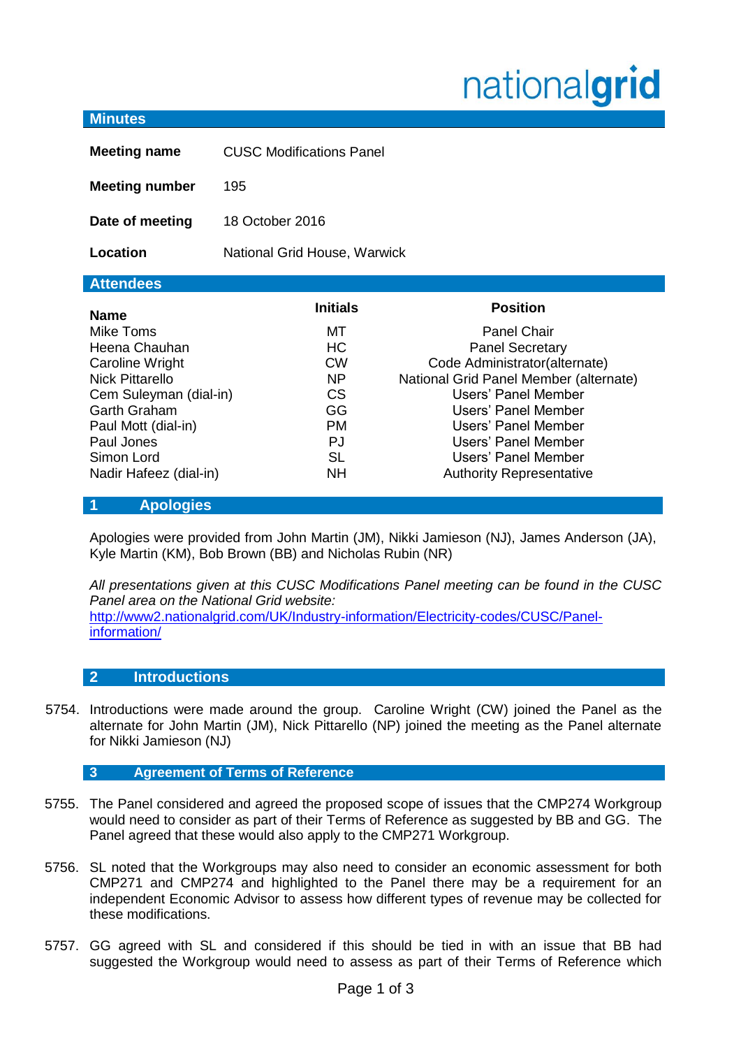nationalgrid

## Minutes

| | |
|---|---|
| **Meeting name** | CUSC Modifications Panel |
| **Meeting number** | 195 |
| **Date of meeting** | 18 October 2016 |
| **Location** | National Grid House, Warwick |

## Attendees

| Name | Initials | Position |
|---|---|---|
| Mike Toms | MT | Panel Chair |
| Heena Chauhan | HC | Panel Secretary |
| Caroline Wright | CW | Code Administrator(alternate) |
| Nick Pittarello | NP | National Grid Panel Member (alternate) |
| Cem Suleyman (dial-in) | CS | Users' Panel Member |
| Garth Graham | GG | Users' Panel Member |
| Paul Mott (dial-in) | PM | Users' Panel Member |
| Paul Jones | PJ | Users' Panel Member |
| Simon Lord | SL | Users' Panel Member |
| Nadir Hafeez (dial-in) | NH | Authority Representative |

## 1 Apologies

Apologies were provided from John Martin (JM), Nikki Jamieson (NJ), James Anderson (JA), Kyle Martin (KM), Bob Brown (BB) and Nicholas Rubin (NR)

*All presentations given at this CUSC Modifications Panel meeting can be found in the CUSC Panel area on the National Grid website:*
http://www2.nationalgrid.com/UK/Industry-information/Electricity-codes/CUSC/Panel-information/

## 2 Introductions

5754. Introductions were made around the group. Caroline Wright (CW) joined the Panel as the alternate for John Martin (JM), Nick Pittarello (NP) joined the meeting as the Panel alternate for Nikki Jamieson (NJ)

## 3 Agreement of Terms of Reference

5755. The Panel considered and agreed the proposed scope of issues that the CMP274 Workgroup would need to consider as part of their Terms of Reference as suggested by BB and GG. The Panel agreed that these would also apply to the CMP271 Workgroup.

5756. SL noted that the Workgroups may also need to consider an economic assessment for both CMP271 and CMP274 and highlighted to the Panel there may be a requirement for an independent Economic Advisor to assess how different types of revenue may be collected for these modifications.

5757. GG agreed with SL and considered if this should be tied in with an issue that BB had suggested the Workgroup would need to assess as part of their Terms of Reference which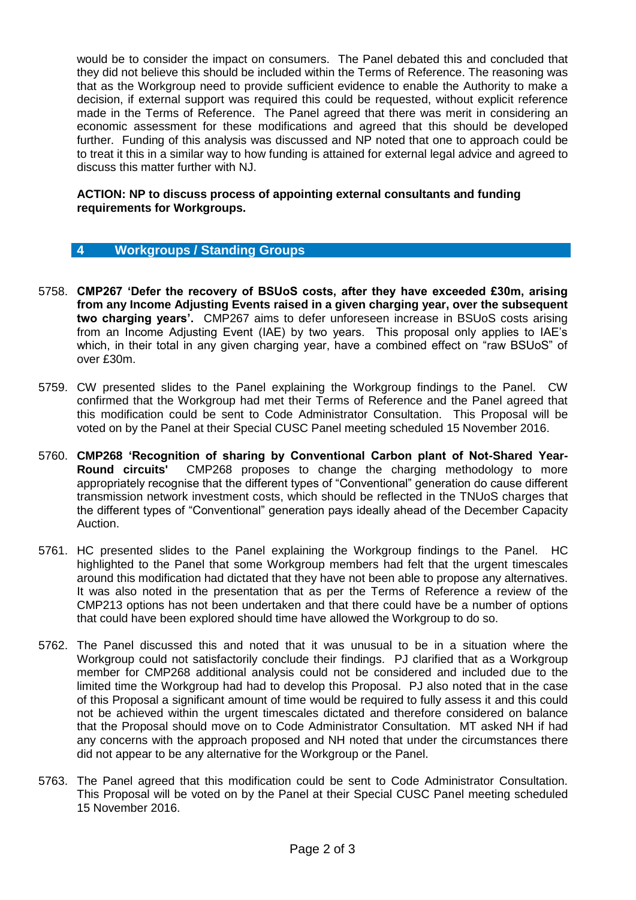would be to consider the impact on consumers. The Panel debated this and concluded that they did not believe this should be included within the Terms of Reference. The reasoning was that as the Workgroup need to provide sufficient evidence to enable the Authority to make a decision, if external support was required this could be requested, without explicit reference made in the Terms of Reference. The Panel agreed that there was merit in considering an economic assessment for these modifications and agreed that this should be developed further. Funding of this analysis was discussed and NP noted that one to approach could be to treat it this in a similar way to how funding is attained for external legal advice and agreed to discuss this matter further with NJ.

**ACTION: NP to discuss process of appointing external consultants and funding requirements for Workgroups.**

## 4 Workgroups / Standing Groups

5758. **CMP267 'Defer the recovery of BSUoS costs, after they have exceeded £30m, arising from any Income Adjusting Events raised in a given charging year, over the subsequent two charging years'.** CMP267 aims to defer unforeseen increase in BSUoS costs arising from an Income Adjusting Event (IAE) by two years. This proposal only applies to IAE's which, in their total in any given charging year, have a combined effect on "raw BSUoS" of over £30m.

5759. CW presented slides to the Panel explaining the Workgroup findings to the Panel. CW confirmed that the Workgroup had met their Terms of Reference and the Panel agreed that this modification could be sent to Code Administrator Consultation. This Proposal will be voted on by the Panel at their Special CUSC Panel meeting scheduled 15 November 2016.

5760. **CMP268 'Recognition of sharing by Conventional Carbon plant of Not-Shared Year-Round circuits'** CMP268 proposes to change the charging methodology to more appropriately recognise that the different types of "Conventional" generation do cause different transmission network investment costs, which should be reflected in the TNUoS charges that the different types of "Conventional" generation pays ideally ahead of the December Capacity Auction.

5761. HC presented slides to the Panel explaining the Workgroup findings to the Panel. HC highlighted to the Panel that some Workgroup members had felt that the urgent timescales around this modification had dictated that they have not been able to propose any alternatives. It was also noted in the presentation that as per the Terms of Reference a review of the CMP213 options has not been undertaken and that there could have be a number of options that could have been explored should time have allowed the Workgroup to do so.

5762. The Panel discussed this and noted that it was unusual to be in a situation where the Workgroup could not satisfactorily conclude their findings. PJ clarified that as a Workgroup member for CMP268 additional analysis could not be considered and included due to the limited time the Workgroup had had to develop this Proposal. PJ also noted that in the case of this Proposal a significant amount of time would be required to fully assess it and this could not be achieved within the urgent timescales dictated and therefore considered on balance that the Proposal should move on to Code Administrator Consultation. MT asked NH if had any concerns with the approach proposed and NH noted that under the circumstances there did not appear to be any alternative for the Workgroup or the Panel.

5763. The Panel agreed that this modification could be sent to Code Administrator Consultation. This Proposal will be voted on by the Panel at their Special CUSC Panel meeting scheduled 15 November 2016.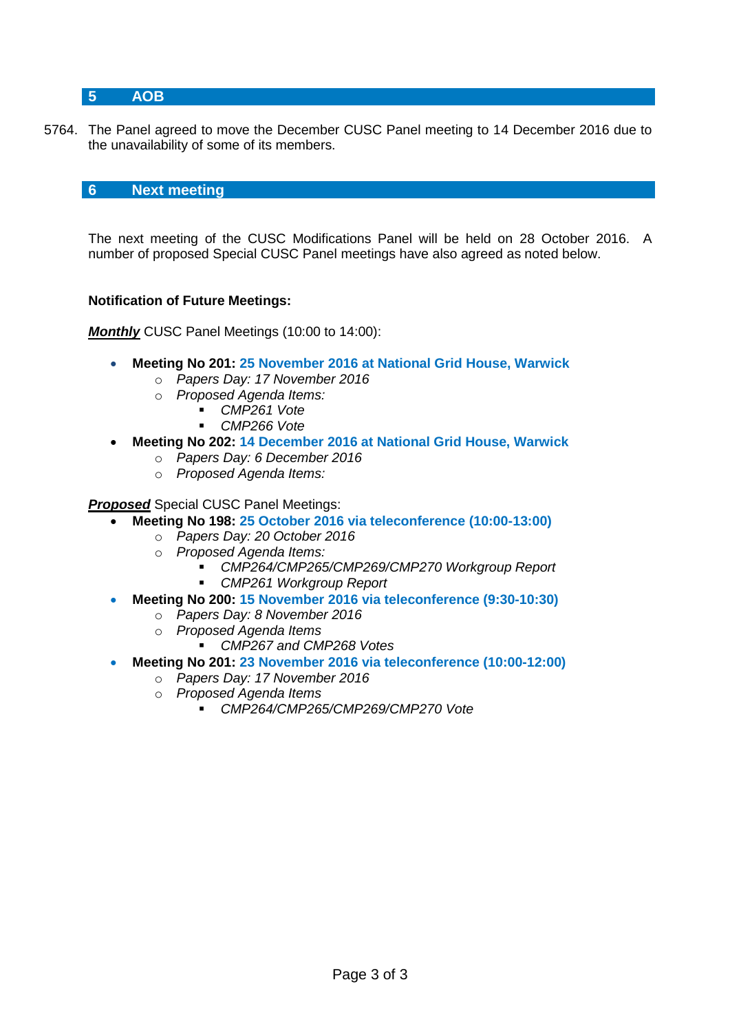## 5 AOB

5764. The Panel agreed to move the December CUSC Panel meeting to 14 December 2016 due to the unavailability of some of its members.

## 6 Next meeting

The next meeting of the CUSC Modifications Panel will be held on 28 October 2016. A number of proposed Special CUSC Panel meetings have also agreed as noted below.

**Notification of Future Meetings:**

***Monthly*** CUSC Panel Meetings (10:00 to 14:00):

- **Meeting No 201: 25 November 2016 at National Grid House, Warwick**
  - *Papers Day: 17 November 2016*
  - *Proposed Agenda Items:*
    - *CMP261 Vote*
    - *CMP266 Vote*
- **Meeting No 202: 14 December 2016 at National Grid House, Warwick**
  - *Papers Day: 6 December 2016*
  - *Proposed Agenda Items:*

***Proposed*** Special CUSC Panel Meetings:

- **Meeting No 198: 25 October 2016 via teleconference (10:00-13:00)**
  - *Papers Day: 20 October 2016*
  - *Proposed Agenda Items:*
    - *CMP264/CMP265/CMP269/CMP270 Workgroup Report*
    - *CMP261 Workgroup Report*
- **Meeting No 200: 15 November 2016 via teleconference (9:30-10:30)**
  - *Papers Day: 8 November 2016*
  - *Proposed Agenda Items*
    - *CMP267 and CMP268 Votes*
- **Meeting No 201: 23 November 2016 via teleconference (10:00-12:00)**
  - *Papers Day: 17 November 2016*
  - *Proposed Agenda Items*
    - *CMP264/CMP265/CMP269/CMP270 Vote*